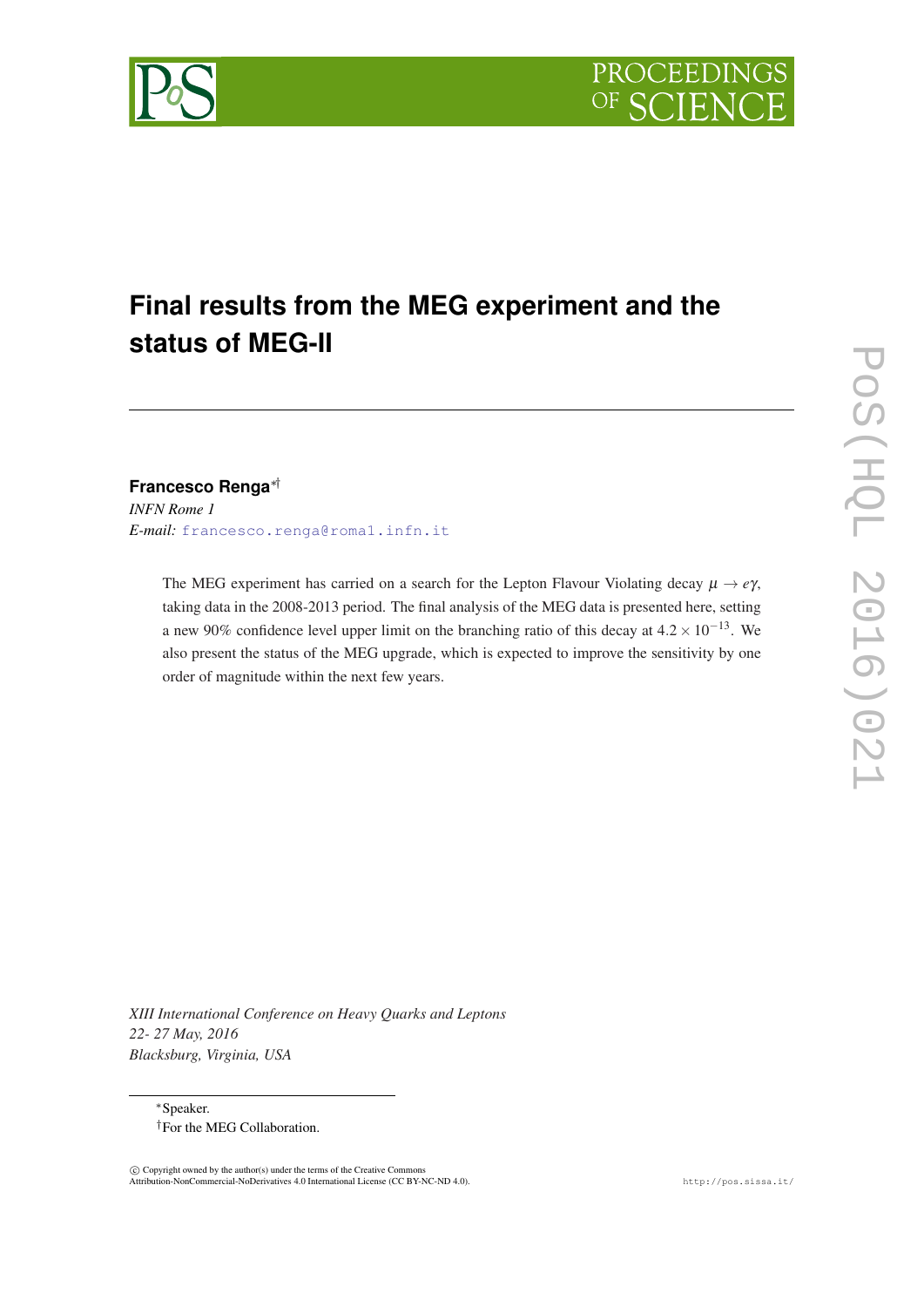# Final results from the MEG experiment and the status of MEG-II

**Francesco Renga**[*†]

*INFN Rome 1*

*E-mail:* francesco.renga@roma1.infn.it

The MEG experiment has carried on a search for the Lepton Flavour Violating decay $\mu \to e\gamma$, taking data in the 2008-2013 period. The final analysis of the MEG data is presented here, setting a new 90% confidence level upper limit on the branching ratio of this decay at $4.2 \times 10^{-13}$. We also present the status of the MEG upgrade, which is expected to improve the sensitivity by one order of magnitude within the next few years.

*XIII International Conference on Heavy Quarks and Leptons*
*22- 27 May, 2016*
*Blacksburg, Virginia, USA*

[*] Speaker.

[†] For the MEG Collaboration.

© Copyright owned by the author(s) under the terms of the Creative Commons Attribution-NonCommercial-NoDerivatives 4.0 International License (CC BY-NC-ND 4.0).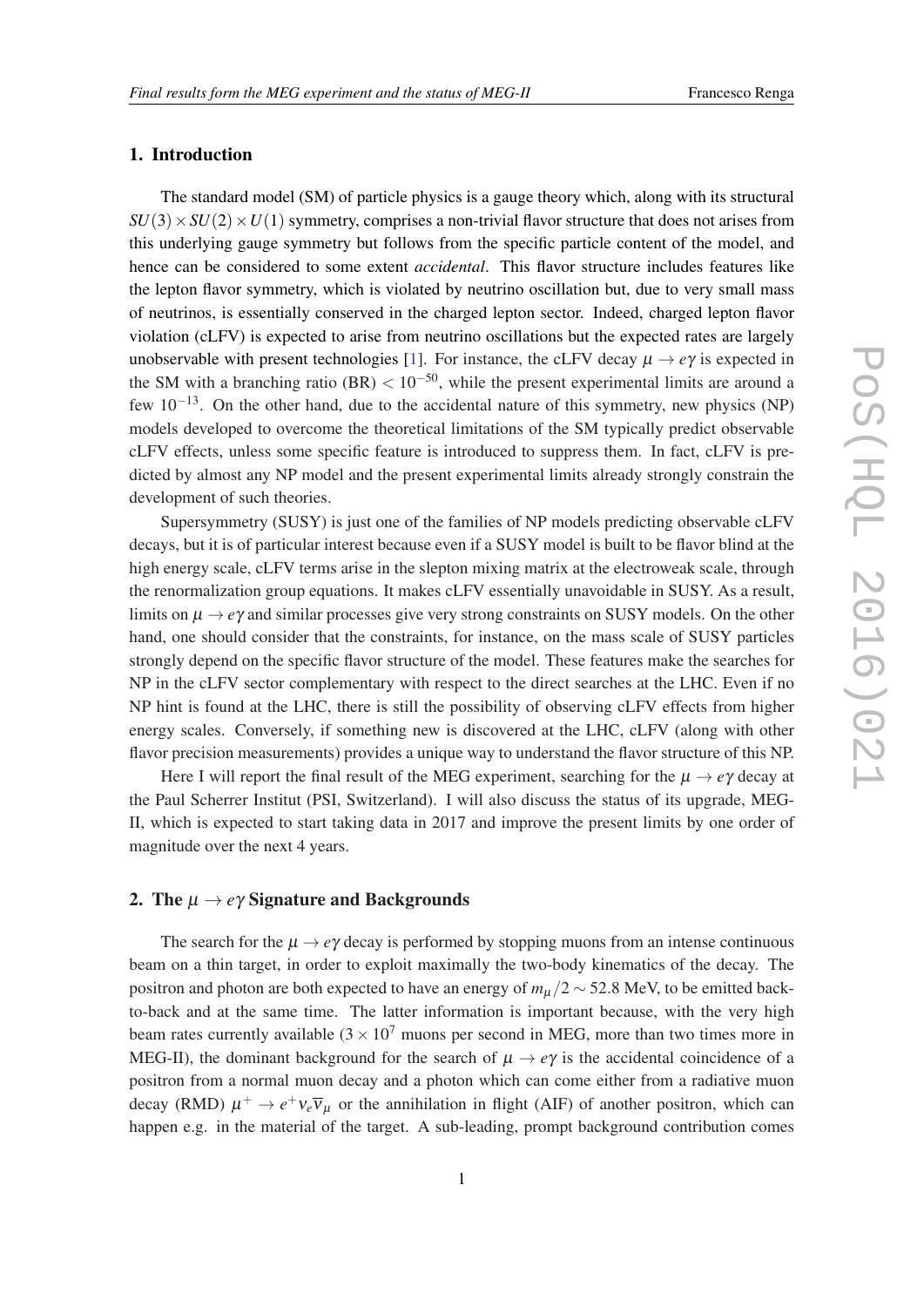## 1. Introduction

The standard model (SM) of particle physics is a gauge theory which, along with its structural $SU(3) \times SU(2) \times U(1)$ symmetry, comprises a non-trivial flavor structure that does not arises from this underlying gauge symmetry but follows from the specific particle content of the model, and hence can be considered to some extent *accidental*. This flavor structure includes features like the lepton flavor symmetry, which is violated by neutrino oscillation but, due to very small mass of neutrinos, is essentially conserved in the charged lepton sector. Indeed, charged lepton flavor violation (cLFV) is expected to arise from neutrino oscillations but the expected rates are largely unobservable with present technologies [1]. For instance, the cLFV decay $\mu \to e\gamma$ is expected in the SM with a branching ratio (BR) $< 10^{-50}$, while the present experimental limits are around a few $10^{-13}$. On the other hand, due to the accidental nature of this symmetry, new physics (NP) models developed to overcome the theoretical limitations of the SM typically predict observable cLFV effects, unless some specific feature is introduced to suppress them. In fact, cLFV is predicted by almost any NP model and the present experimental limits already strongly constrain the development of such theories.

Supersymmetry (SUSY) is just one of the families of NP models predicting observable cLFV decays, but it is of particular interest because even if a SUSY model is built to be flavor blind at the high energy scale, cLFV terms arise in the slepton mixing matrix at the electroweak scale, through the renormalization group equations. It makes cLFV essentially unavoidable in SUSY. As a result, limits on $\mu \to e\gamma$ and similar processes give very strong constraints on SUSY models. On the other hand, one should consider that the constraints, for instance, on the mass scale of SUSY particles strongly depend on the specific flavor structure of the model. These features make the searches for NP in the cLFV sector complementary with respect to the direct searches at the LHC. Even if no NP hint is found at the LHC, there is still the possibility of observing cLFV effects from higher energy scales. Conversely, if something new is discovered at the LHC, cLFV (along with other flavor precision measurements) provides a unique way to understand the flavor structure of this NP.

Here I will report the final result of the MEG experiment, searching for the $\mu \to e\gamma$ decay at the Paul Scherrer Institut (PSI, Switzerland). I will also discuss the status of its upgrade, MEG-II, which is expected to start taking data in 2017 and improve the present limits by one order of magnitude over the next 4 years.

## 2. The $\mu \to e\gamma$ Signature and Backgrounds

The search for the $\mu \to e\gamma$ decay is performed by stopping muons from an intense continuous beam on a thin target, in order to exploit maximally the two-body kinematics of the decay. The positron and photon are both expected to have an energy of $m_\mu/2 \sim 52.8$ MeV, to be emitted back-to-back and at the same time. The latter information is important because, with the very high beam rates currently available ($3 \times 10^7$ muons per second in MEG, more than two times more in MEG-II), the dominant background for the search of $\mu \to e\gamma$ is the accidental coincidence of a positron from a normal muon decay and a photon which can come either from a radiative muon decay (RMD) $\mu^+ \to e^+ \nu_e \overline{\nu}_\mu$ or the annihilation in flight (AIF) of another positron, which can happen e.g. in the material of the target. A sub-leading, prompt background contribution comes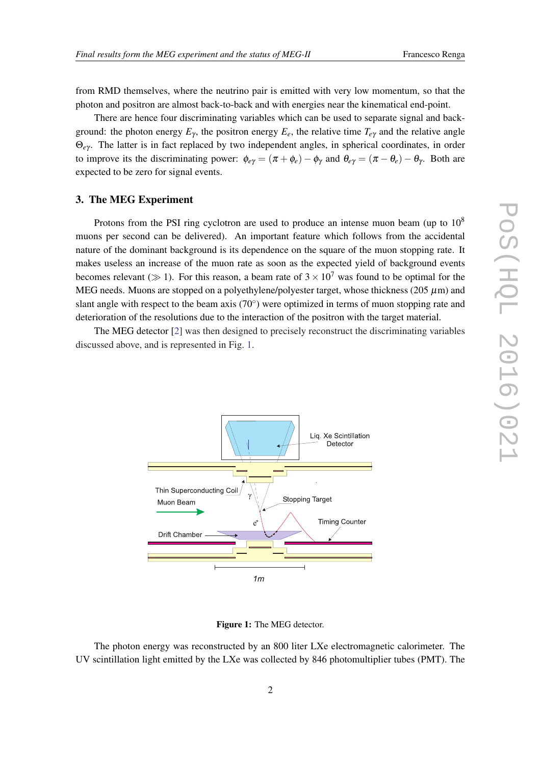from RMD themselves, where the neutrino pair is emitted with very low momentum, so that the photon and positron are almost back-to-back and with energies near the kinematical end-point.

There are hence four discriminating variables which can be used to separate signal and background: the photon energy $E_\gamma$, the positron energy $E_e$, the relative time $T_{e\gamma}$ and the relative angle $\Theta_{e\gamma}$. The latter is in fact replaced by two independent angles, in spherical coordinates, in order to improve its the discriminating power: $\phi_{e\gamma} = (\pi + \phi_e) - \phi_\gamma$ and $\theta_{e\gamma} = (\pi - \theta_e) - \theta_\gamma$. Both are expected to be zero for signal events.

## 3. The MEG Experiment

Protons from the PSI ring cyclotron are used to produce an intense muon beam (up to $10^8$ muons per second can be delivered). An important feature which follows from the accidental nature of the dominant background is its dependence on the square of the muon stopping rate. It makes useless an increase of the muon rate as soon as the expected yield of background events becomes relevant ($\gg 1$). For this reason, a beam rate of $3 \times 10^7$ was found to be optimal for the MEG needs. Muons are stopped on a polyethylene/polyester target, whose thickness (205 $\mu$m) and slant angle with respect to the beam axis (70°) were optimized in terms of muon stopping rate and deterioration of the resolutions due to the interaction of the positron with the target material.

The MEG detector [2] was then designed to precisely reconstruct the discriminating variables discussed above, and is represented in Fig. 1.

**Figure 1:** The MEG detector.

The photon energy was reconstructed by an 800 liter LXe electromagnetic calorimeter. The UV scintillation light emitted by the LXe was collected by 846 photomultiplier tubes (PMT). The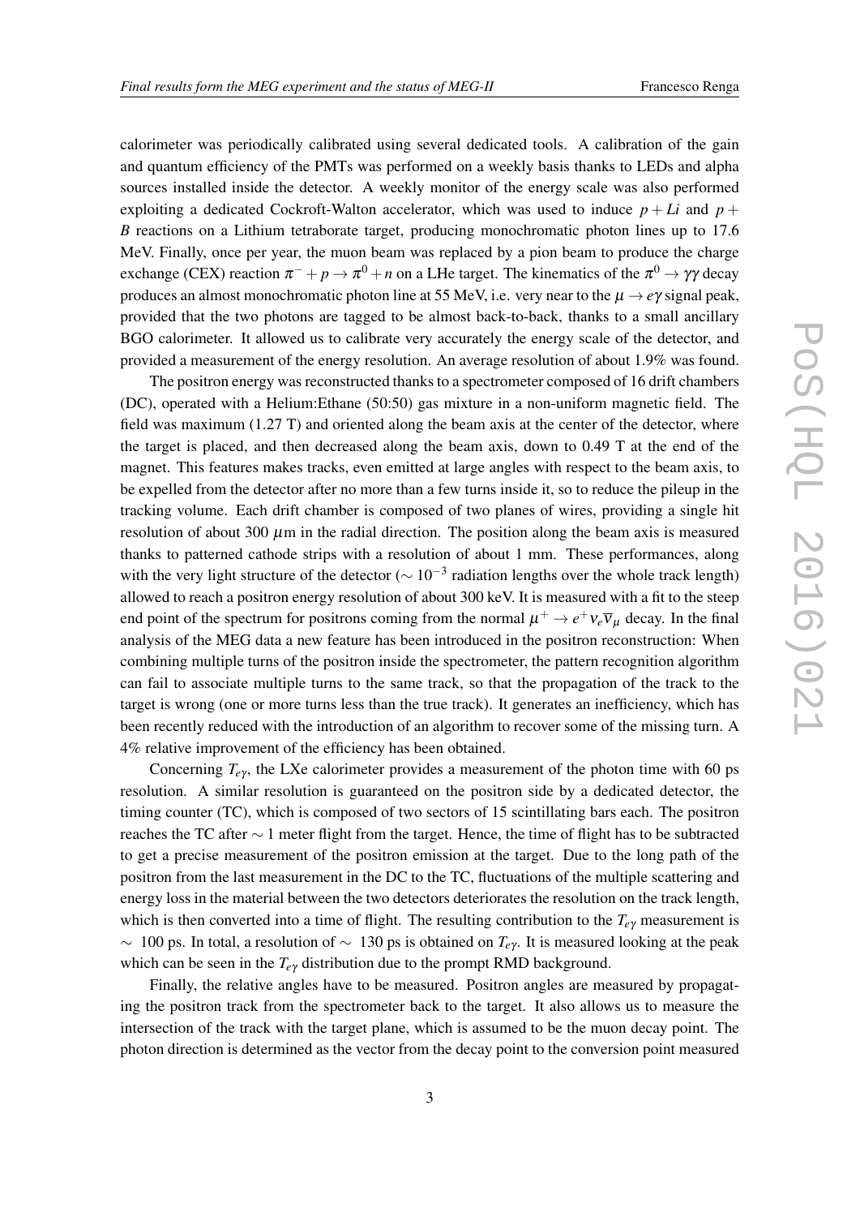calorimeter was periodically calibrated using several dedicated tools. A calibration of the gain and quantum efficiency of the PMTs was performed on a weekly basis thanks to LEDs and alpha sources installed inside the detector. A weekly monitor of the energy scale was also performed exploiting a dedicated Cockroft-Walton accelerator, which was used to induce $p + Li$ and $p + B$ reactions on a Lithium tetraborate target, producing monochromatic photon lines up to 17.6 MeV. Finally, once per year, the muon beam was replaced by a pion beam to produce the charge exchange (CEX) reaction $\pi^- + p \to \pi^0 + n$ on a LHe target. The kinematics of the $\pi^0 \to \gamma\gamma$ decay produces an almost monochromatic photon line at 55 MeV, i.e. very near to the $\mu \to e\gamma$ signal peak, provided that the two photons are tagged to be almost back-to-back, thanks to a small ancillary BGO calorimeter. It allowed us to calibrate very accurately the energy scale of the detector, and provided a measurement of the energy resolution. An average resolution of about 1.9% was found.

The positron energy was reconstructed thanks to a spectrometer composed of 16 drift chambers (DC), operated with a Helium:Ethane (50:50) gas mixture in a non-uniform magnetic field. The field was maximum (1.27 T) and oriented along the beam axis at the center of the detector, where the target is placed, and then decreased along the beam axis, down to 0.49 T at the end of the magnet. This features makes tracks, even emitted at large angles with respect to the beam axis, to be expelled from the detector after no more than a few turns inside it, so to reduce the pileup in the tracking volume. Each drift chamber is composed of two planes of wires, providing a single hit resolution of about 300 $\mu$m in the radial direction. The position along the beam axis is measured thanks to patterned cathode strips with a resolution of about 1 mm. These performances, along with the very light structure of the detector ($\sim 10^{-3}$ radiation lengths over the whole track length) allowed to reach a positron energy resolution of about 300 keV. It is measured with a fit to the steep end point of the spectrum for positrons coming from the normal $\mu^+ \to e^+ \nu_e \overline{\nu}_\mu$ decay. In the final analysis of the MEG data a new feature has been introduced in the positron reconstruction: When combining multiple turns of the positron inside the spectrometer, the pattern recognition algorithm can fail to associate multiple turns to the same track, so that the propagation of the track to the target is wrong (one or more turns less than the true track). It generates an inefficiency, which has been recently reduced with the introduction of an algorithm to recover some of the missing turn. A 4% relative improvement of the efficiency has been obtained.

Concerning $T_{e\gamma}$, the LXe calorimeter provides a measurement of the photon time with 60 ps resolution. A similar resolution is guaranteed on the positron side by a dedicated detector, the timing counter (TC), which is composed of two sectors of 15 scintillating bars each. The positron reaches the TC after $\sim 1$ meter flight from the target. Hence, the time of flight has to be subtracted to get a precise measurement of the positron emission at the target. Due to the long path of the positron from the last measurement in the DC to the TC, fluctuations of the multiple scattering and energy loss in the material between the two detectors deteriorates the resolution on the track length, which is then converted into a time of flight. The resulting contribution to the $T_{e\gamma}$ measurement is $\sim$ 100 ps. In total, a resolution of $\sim$ 130 ps is obtained on $T_{e\gamma}$. It is measured looking at the peak which can be seen in the $T_{e\gamma}$ distribution due to the prompt RMD background.

Finally, the relative angles have to be measured. Positron angles are measured by propagating the positron track from the spectrometer back to the target. It also allows us to measure the intersection of the track with the target plane, which is assumed to be the muon decay point. The photon direction is determined as the vector from the decay point to the conversion point measured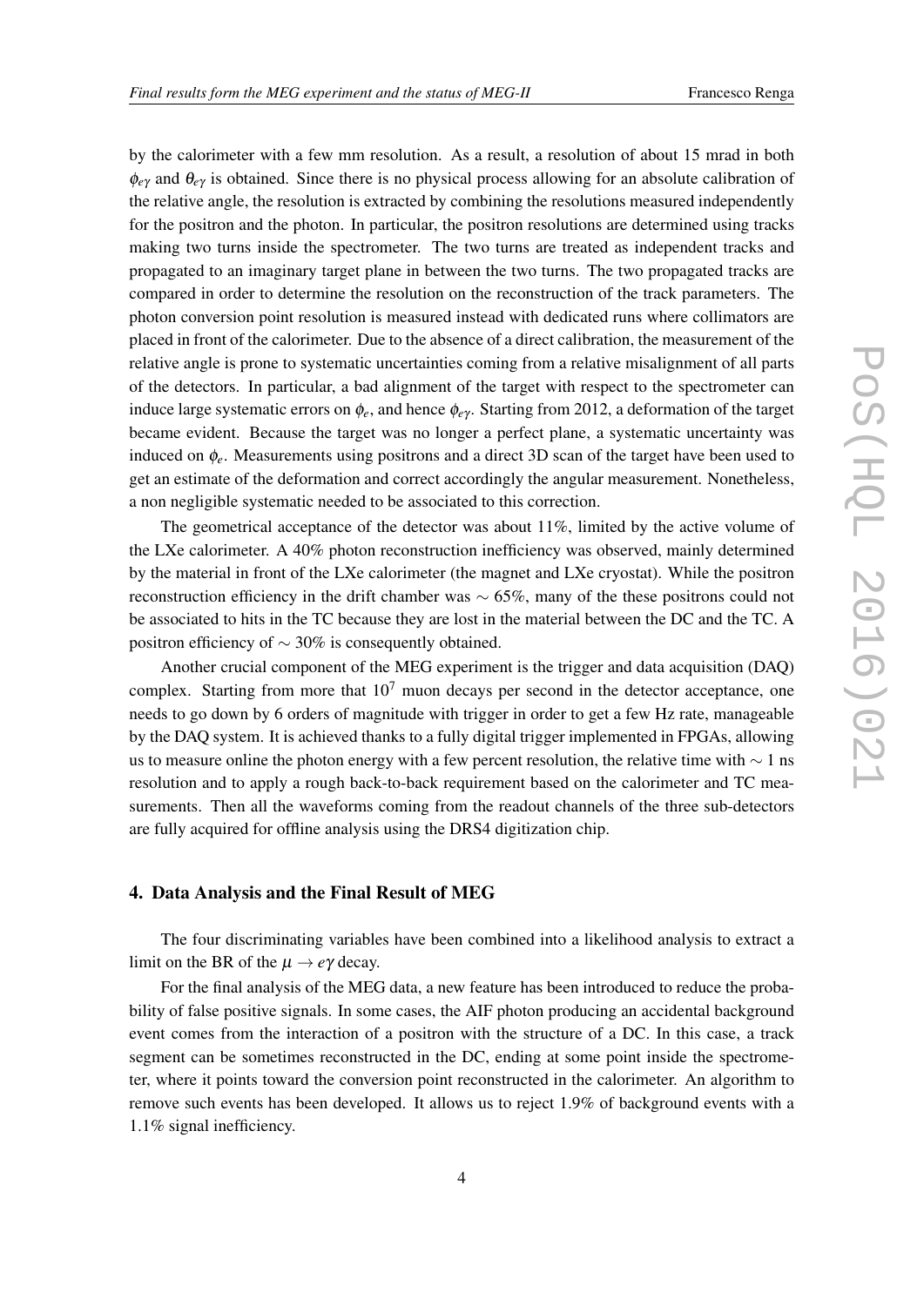by the calorimeter with a few mm resolution. As a result, a resolution of about 15 mrad in both $\phi_{e\gamma}$ and $\theta_{e\gamma}$ is obtained. Since there is no physical process allowing for an absolute calibration of the relative angle, the resolution is extracted by combining the resolutions measured independently for the positron and the photon. In particular, the positron resolutions are determined using tracks making two turns inside the spectrometer. The two turns are treated as independent tracks and propagated to an imaginary target plane in between the two turns. The two propagated tracks are compared in order to determine the resolution on the reconstruction of the track parameters. The photon conversion point resolution is measured instead with dedicated runs where collimators are placed in front of the calorimeter. Due to the absence of a direct calibration, the measurement of the relative angle is prone to systematic uncertainties coming from a relative misalignment of all parts of the detectors. In particular, a bad alignment of the target with respect to the spectrometer can induce large systematic errors on $\phi_e$, and hence $\phi_{e\gamma}$. Starting from 2012, a deformation of the target became evident. Because the target was no longer a perfect plane, a systematic uncertainty was induced on $\phi_e$. Measurements using positrons and a direct 3D scan of the target have been used to get an estimate of the deformation and correct accordingly the angular measurement. Nonetheless, a non negligible systematic needed to be associated to this correction.

The geometrical acceptance of the detector was about 11%, limited by the active volume of the LXe calorimeter. A 40% photon reconstruction inefficiency was observed, mainly determined by the material in front of the LXe calorimeter (the magnet and LXe cryostat). While the positron reconstruction efficiency in the drift chamber was $\sim$ 65%, many of the these positrons could not be associated to hits in the TC because they are lost in the material between the DC and the TC. A positron efficiency of $\sim$ 30% is consequently obtained.

Another crucial component of the MEG experiment is the trigger and data acquisition (DAQ) complex. Starting from more that $10^7$ muon decays per second in the detector acceptance, one needs to go down by 6 orders of magnitude with trigger in order to get a few Hz rate, manageable by the DAQ system. It is achieved thanks to a fully digital trigger implemented in FPGAs, allowing us to measure online the photon energy with a few percent resolution, the relative time with $\sim$ 1 ns resolution and to apply a rough back-to-back requirement based on the calorimeter and TC measurements. Then all the waveforms coming from the readout channels of the three sub-detectors are fully acquired for offline analysis using the DRS4 digitization chip.

## 4. Data Analysis and the Final Result of MEG

The four discriminating variables have been combined into a likelihood analysis to extract a limit on the BR of the $\mu \to e\gamma$ decay.

For the final analysis of the MEG data, a new feature has been introduced to reduce the probability of false positive signals. In some cases, the AIF photon producing an accidental background event comes from the interaction of a positron with the structure of a DC. In this case, a track segment can be sometimes reconstructed in the DC, ending at some point inside the spectrometer, where it points toward the conversion point reconstructed in the calorimeter. An algorithm to remove such events has been developed. It allows us to reject 1.9% of background events with a 1.1% signal inefficiency.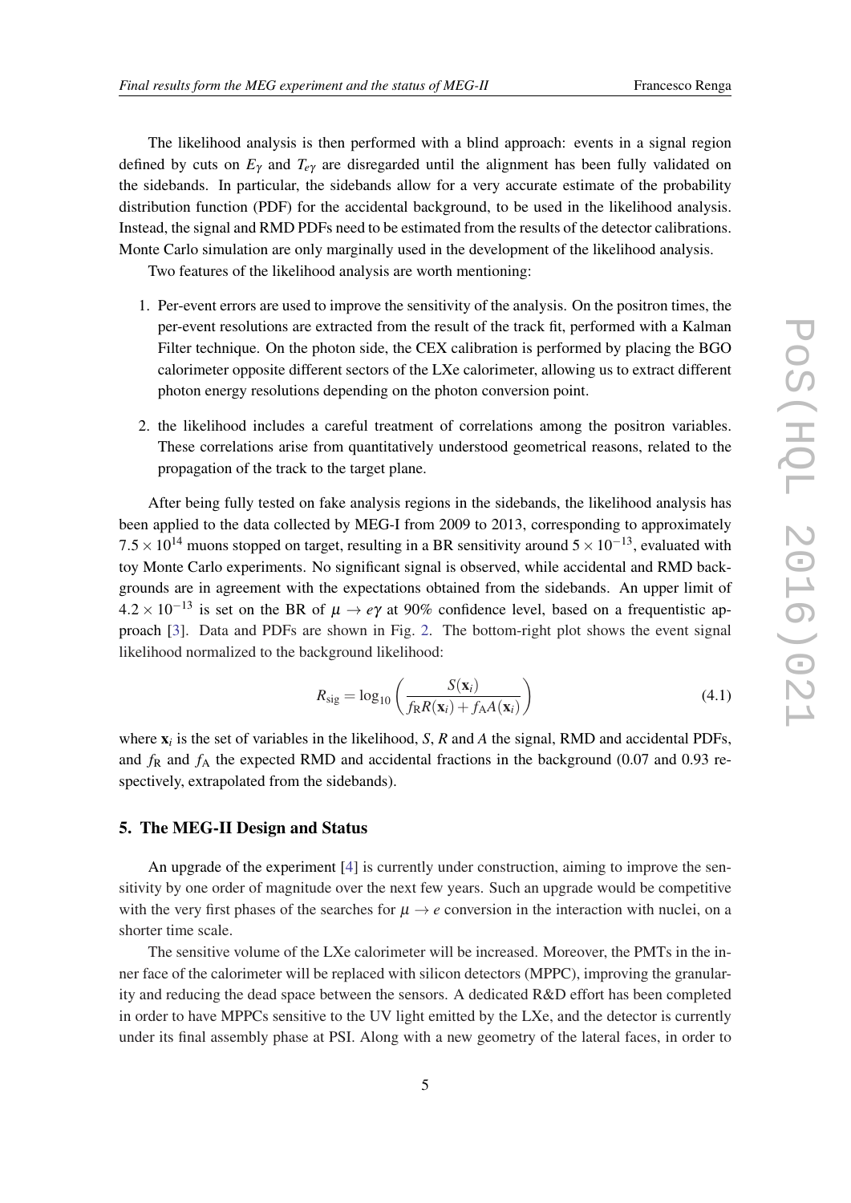The likelihood analysis is then performed with a blind approach: events in a signal region defined by cuts on $E_\gamma$ and $T_{e\gamma}$ are disregarded until the alignment has been fully validated on the sidebands. In particular, the sidebands allow for a very accurate estimate of the probability distribution function (PDF) for the accidental background, to be used in the likelihood analysis. Instead, the signal and RMD PDFs need to be estimated from the results of the detector calibrations. Monte Carlo simulation are only marginally used in the development of the likelihood analysis.

Two features of the likelihood analysis are worth mentioning:

1. Per-event errors are used to improve the sensitivity of the analysis. On the positron times, the per-event resolutions are extracted from the result of the track fit, performed with a Kalman Filter technique. On the photon side, the CEX calibration is performed by placing the BGO calorimeter opposite different sectors of the LXe calorimeter, allowing us to extract different photon energy resolutions depending on the photon conversion point.

2. the likelihood includes a careful treatment of correlations among the positron variables. These correlations arise from quantitatively understood geometrical reasons, related to the propagation of the track to the target plane.

After being fully tested on fake analysis regions in the sidebands, the likelihood analysis has been applied to the data collected by MEG-I from 2009 to 2013, corresponding to approximately $7.5 \times 10^{14}$ muons stopped on target, resulting in a BR sensitivity around $5 \times 10^{-13}$, evaluated with toy Monte Carlo experiments. No significant signal is observed, while accidental and RMD backgrounds are in agreement with the expectations obtained from the sidebands. An upper limit of $4.2 \times 10^{-13}$ is set on the BR of $\mu \to e\gamma$ at 90% confidence level, based on a frequentistic approach [3]. Data and PDFs are shown in Fig. 2. The bottom-right plot shows the event signal likelihood normalized to the background likelihood:

$$R_{\mathrm{sig}} = \log_{10}\left(\frac{S(\mathbf{x}_i)}{f_{\mathrm{R}}R(\mathbf{x}_i) + f_{\mathrm{A}}A(\mathbf{x}_i)}\right) \tag{4.1}$$

where $\mathbf{x}_i$ is the set of variables in the likelihood, $S$, $R$ and $A$ the signal, RMD and accidental PDFs, and $f_{\mathrm{R}}$ and $f_{\mathrm{A}}$ the expected RMD and accidental fractions in the background (0.07 and 0.93 respectively, extrapolated from the sidebands).

## 5. The MEG-II Design and Status

An upgrade of the experiment [4] is currently under construction, aiming to improve the sensitivity by one order of magnitude over the next few years. Such an upgrade would be competitive with the very first phases of the searches for $\mu \to e$ conversion in the interaction with nuclei, on a shorter time scale.

The sensitive volume of the LXe calorimeter will be increased. Moreover, the PMTs in the inner face of the calorimeter will be replaced with silicon detectors (MPPC), improving the granularity and reducing the dead space between the sensors. A dedicated R&D effort has been completed in order to have MPPCs sensitive to the UV light emitted by the LXe, and the detector is currently under its final assembly phase at PSI. Along with a new geometry of the lateral faces, in order to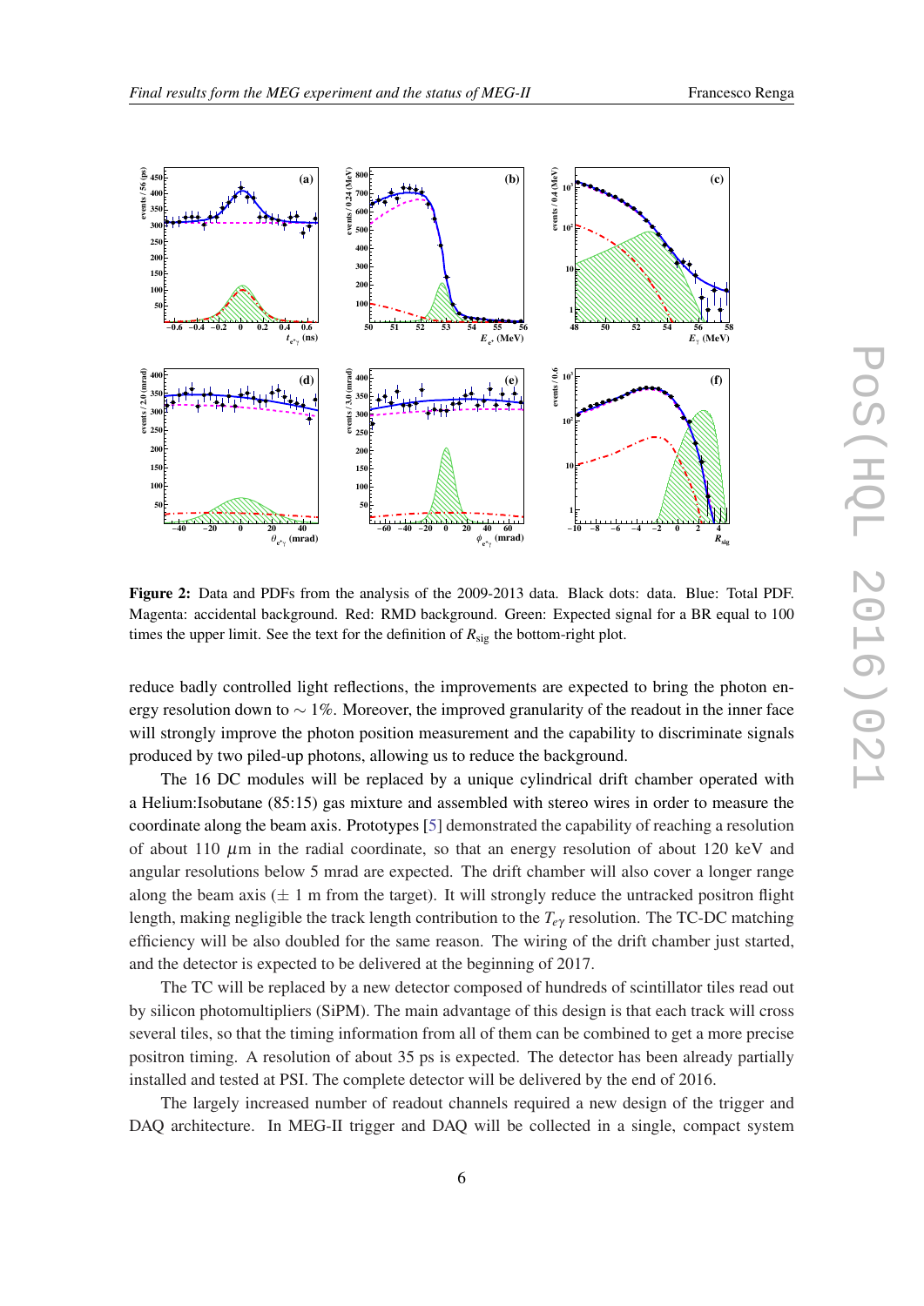**Figure 2:** Data and PDFs from the analysis of the 2009-2013 data. Black dots: data. Blue: Total PDF. Magenta: accidental background. Red: RMD background. Green: Expected signal for a BR equal to 100 times the upper limit. See the text for the definition of $R_{\rm sig}$ the bottom-right plot.

reduce badly controlled light reflections, the improvements are expected to bring the photon energy resolution down to $\sim 1\%$. Moreover, the improved granularity of the readout in the inner face will strongly improve the photon position measurement and the capability to discriminate signals produced by two piled-up photons, allowing us to reduce the background.

The 16 DC modules will be replaced by a unique cylindrical drift chamber operated with a Helium:Isobutane (85:15) gas mixture and assembled with stereo wires in order to measure the coordinate along the beam axis. Prototypes [5] demonstrated the capability of reaching a resolution of about 110 $\mu$m in the radial coordinate, so that an energy resolution of about 120 keV and angular resolutions below 5 mrad are expected. The drift chamber will also cover a longer range along the beam axis ($\pm$ 1 m from the target). It will strongly reduce the untracked positron flight length, making negligible the track length contribution to the $T_{e\gamma}$ resolution. The TC-DC matching efficiency will be also doubled for the same reason. The wiring of the drift chamber just started, and the detector is expected to be delivered at the beginning of 2017.

The TC will be replaced by a new detector composed of hundreds of scintillator tiles read out by silicon photomultipliers (SiPM). The main advantage of this design is that each track will cross several tiles, so that the timing information from all of them can be combined to get a more precise positron timing. A resolution of about 35 ps is expected. The detector has been already partially installed and tested at PSI. The complete detector will be delivered by the end of 2016.

The largely increased number of readout channels required a new design of the trigger and DAQ architecture. In MEG-II trigger and DAQ will be collected in a single, compact system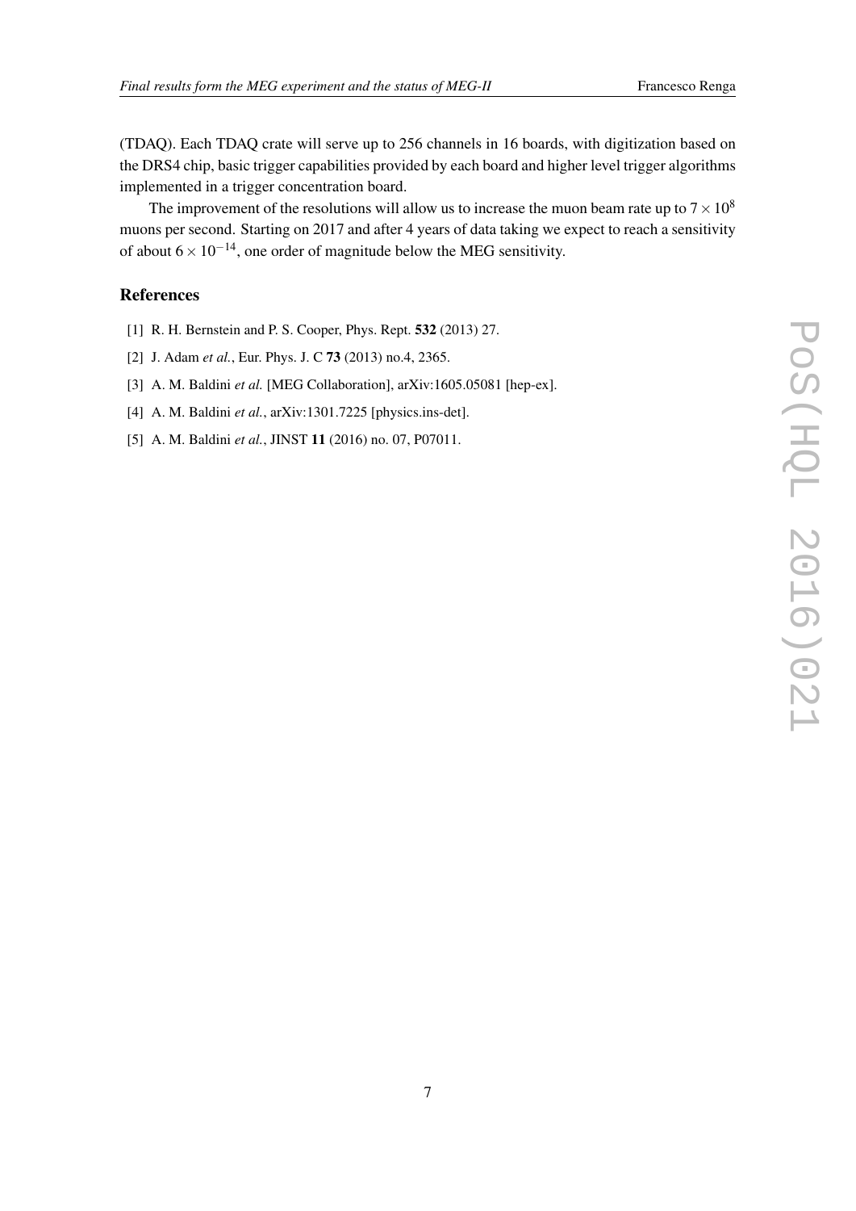(TDAQ). Each TDAQ crate will serve up to 256 channels in 16 boards, with digitization based on the DRS4 chip, basic trigger capabilities provided by each board and higher level trigger algorithms implemented in a trigger concentration board.

The improvement of the resolutions will allow us to increase the muon beam rate up to $7 \times 10^8$ muons per second. Starting on 2017 and after 4 years of data taking we expect to reach a sensitivity of about $6 \times 10^{-14}$, one order of magnitude below the MEG sensitivity.

## References

[1] R. H. Bernstein and P. S. Cooper, Phys. Rept. **532** (2013) 27.

[2] J. Adam *et al.*, Eur. Phys. J. C **73** (2013) no.4, 2365.

[3] A. M. Baldini *et al.* [MEG Collaboration], arXiv:1605.05081 [hep-ex].

[4] A. M. Baldini *et al.*, arXiv:1301.7225 [physics.ins-det].

[5] A. M. Baldini *et al.*, JINST **11** (2016) no. 07, P07011.